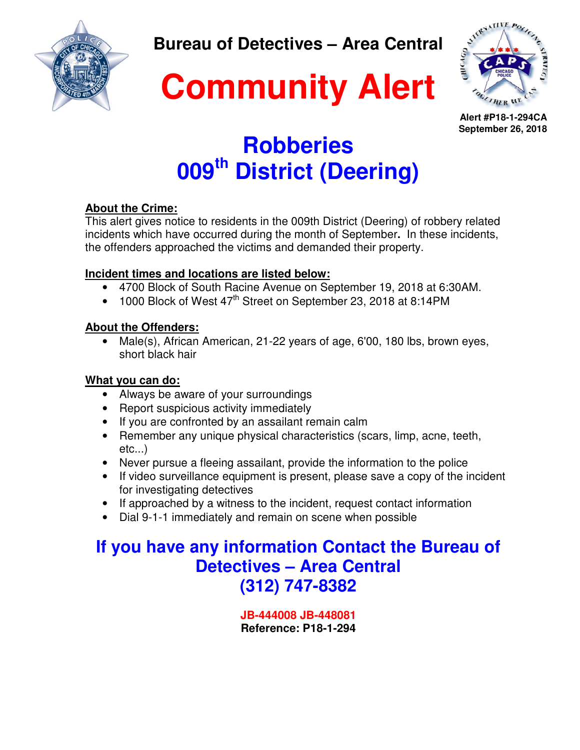Bureau of Detectives – Area Central

# Community Alert

Alert #P18-1-294CA
September 26, 2018

## Robberies
## 009th District (Deering)

**About the Crime:**
This alert gives notice to residents in the 009th District (Deering) of robbery related incidents which have occurred during the month of September. In these incidents, the offenders approached the victims and demanded their property.

**Incident times and locations are listed below:**

- 4700 Block of South Racine Avenue on September 19, 2018 at 6:30AM.
- 1000 Block of West 47th Street on September 23, 2018 at 8:14PM

**About the Offenders:**

- Male(s), African American, 21-22 years of age, 6'00, 180 lbs, brown eyes, short black hair

**What you can do:**

- Always be aware of your surroundings
- Report suspicious activity immediately
- If you are confronted by an assailant remain calm
- Remember any unique physical characteristics (scars, limp, acne, teeth, etc...)
- Never pursue a fleeing assailant, provide the information to the police
- If video surveillance equipment is present, please save a copy of the incident for investigating detectives
- If approached by a witness to the incident, request contact information
- Dial 9-1-1 immediately and remain on scene when possible

**If you have any information Contact the Bureau of Detectives – Area Central**
**(312) 747-8382**

JB-444008 JB-448081
Reference: P18-1-294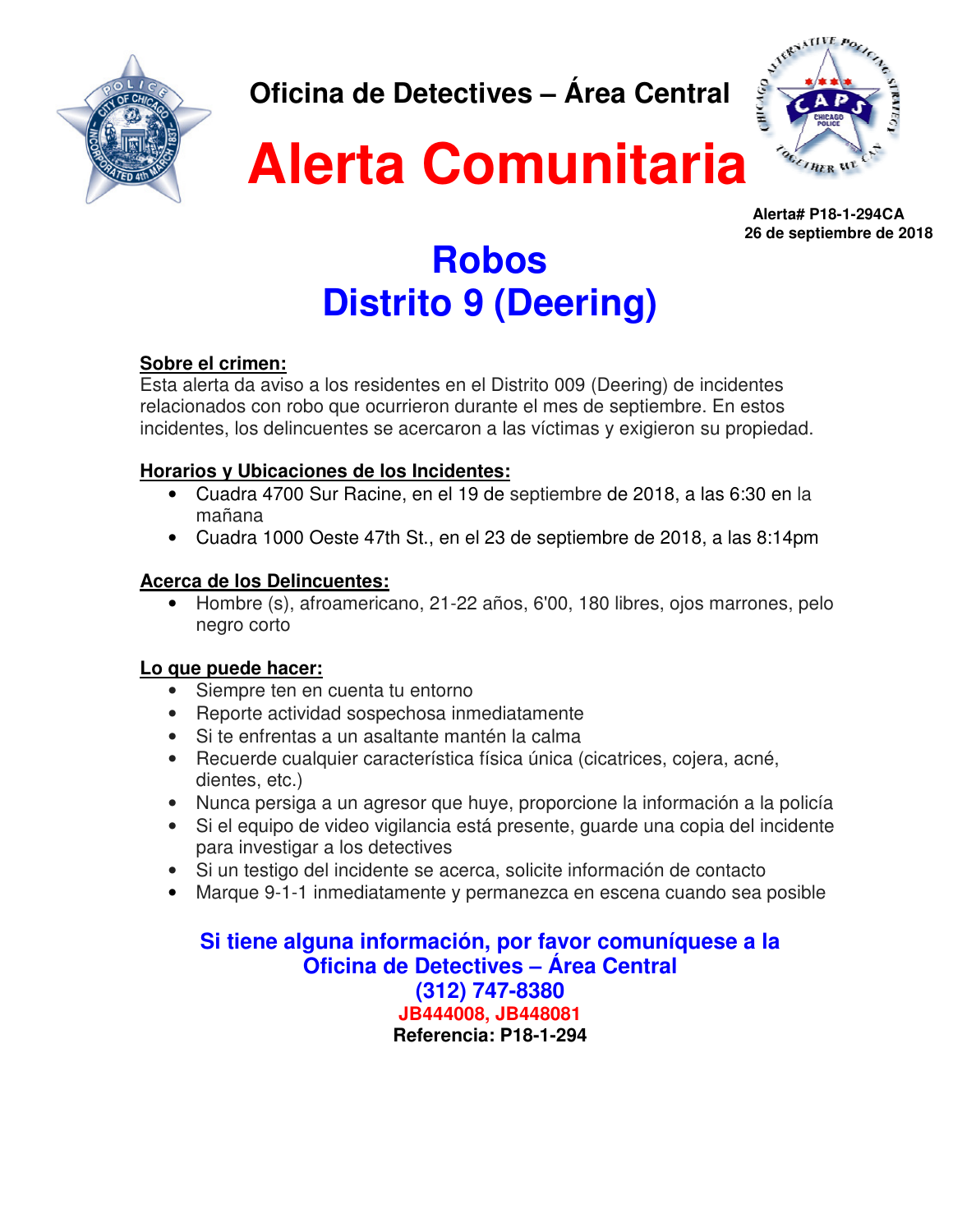# Oficina de Detectives – Área Central

# Alerta Comunitaria

**Alerta# P18-1-294CA**
**26 de septiembre de 2018**

## Robos
## Distrito 9 (Deering)

**Sobre el crimen:**
Esta alerta da aviso a los residentes en el Distrito 009 (Deering) de incidentes relacionados con robo que ocurrieron durante el mes de septiembre. En estos incidentes, los delincuentes se acercaron a las víctimas y exigieron su propiedad.

**Horarios y Ubicaciones de los Incidentes:**

- Cuadra 4700 Sur Racine, en el 19 de septiembre de 2018, a las 6:30 en la mañana
- Cuadra 1000 Oeste 47th St., en el 23 de septiembre de 2018, a las 8:14pm

**Acerca de los Delincuentes:**

- Hombre (s), afroamericano, 21-22 años, 6'00, 180 libres, ojos marrones, pelo negro corto

**Lo que puede hacer:**

- Siempre ten en cuenta tu entorno
- Reporte actividad sospechosa inmediatamente
- Si te enfrentas a un asaltante mantén la calma
- Recuerde cualquier característica física única (cicatrices, cojera, acné, dientes, etc.)
- Nunca persiga a un agresor que huye, proporcione la información a la policía
- Si el equipo de video vigilancia está presente, guarde una copia del incidente para investigar a los detectives
- Si un testigo del incidente se acerca, solicite información de contacto
- Marque 9-1-1 inmediatamente y permanezca en escena cuando sea posible

**Si tiene alguna información, por favor comuníquese a la Oficina de Detectives – Área Central**
**(312) 747-8380**
**JB444008, JB448081**
**Referencia: P18-1-294**